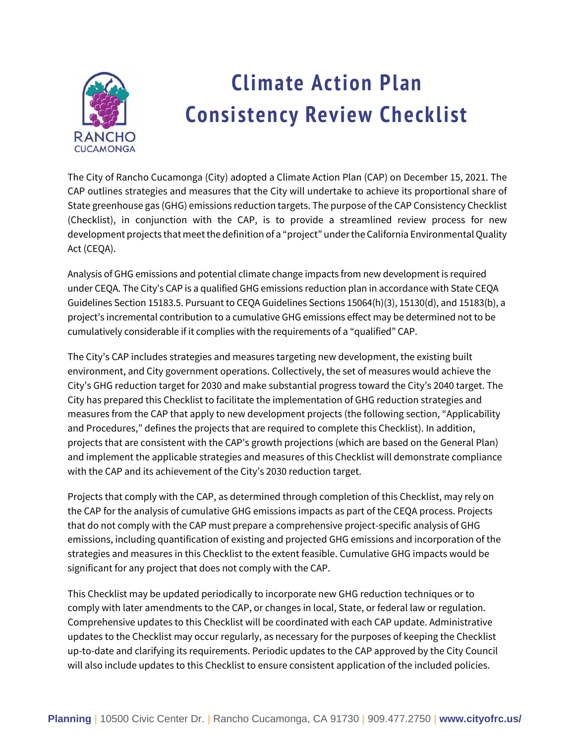# Climate Action Plan Consistency Review Checklist

The City of Rancho Cucamonga (City) adopted a Climate Action Plan (CAP) on December 15, 2021. The CAP outlines strategies and measures that the City will undertake to achieve its proportional share of State greenhouse gas (GHG) emissions reduction targets. The purpose of the CAP Consistency Checklist (Checklist), in conjunction with the CAP, is to provide a streamlined review process for new development projects that meet the definition of a "project" under the California Environmental Quality Act (CEQA).

Analysis of GHG emissions and potential climate change impacts from new development is required under CEQA. The City's CAP is a qualified GHG emissions reduction plan in accordance with State CEQA Guidelines Section 15183.5. Pursuant to CEQA Guidelines Sections 15064(h)(3), 15130(d), and 15183(b), a project's incremental contribution to a cumulative GHG emissions effect may be determined not to be cumulatively considerable if it complies with the requirements of a "qualified" CAP.

The City's CAP includes strategies and measures targeting new development, the existing built environment, and City government operations. Collectively, the set of measures would achieve the City's GHG reduction target for 2030 and make substantial progress toward the City's 2040 target. The City has prepared this Checklist to facilitate the implementation of GHG reduction strategies and measures from the CAP that apply to new development projects (the following section, "Applicability and Procedures," defines the projects that are required to complete this Checklist). In addition, projects that are consistent with the CAP's growth projections (which are based on the General Plan) and implement the applicable strategies and measures of this Checklist will demonstrate compliance with the CAP and its achievement of the City's 2030 reduction target.

Projects that comply with the CAP, as determined through completion of this Checklist, may rely on the CAP for the analysis of cumulative GHG emissions impacts as part of the CEQA process. Projects that do not comply with the CAP must prepare a comprehensive project-specific analysis of GHG emissions, including quantification of existing and projected GHG emissions and incorporation of the strategies and measures in this Checklist to the extent feasible. Cumulative GHG impacts would be significant for any project that does not comply with the CAP.

This Checklist may be updated periodically to incorporate new GHG reduction techniques or to comply with later amendments to the CAP, or changes in local, State, or federal law or regulation. Comprehensive updates to this Checklist will be coordinated with each CAP update. Administrative updates to the Checklist may occur regularly, as necessary for the purposes of keeping the Checklist up-to-date and clarifying its requirements. Periodic updates to the CAP approved by the City Council will also include updates to this Checklist to ensure consistent application of the included policies.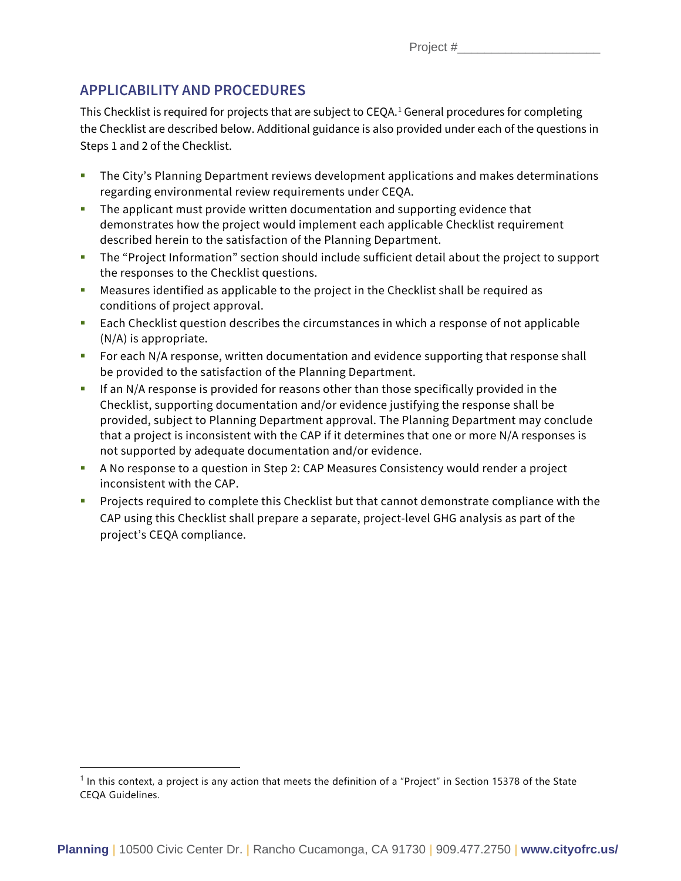Project #____________________

## APPLICABILITY AND PROCEDURES

This Checklist is required for projects that are subject to CEQA.[1] General procedures for completing the Checklist are described below. Additional guidance is also provided under each of the questions in Steps 1 and 2 of the Checklist.

- The City's Planning Department reviews development applications and makes determinations regarding environmental review requirements under CEQA.
- The applicant must provide written documentation and supporting evidence that demonstrates how the project would implement each applicable Checklist requirement described herein to the satisfaction of the Planning Department.
- The "Project Information" section should include sufficient detail about the project to support the responses to the Checklist questions.
- Measures identified as applicable to the project in the Checklist shall be required as conditions of project approval.
- Each Checklist question describes the circumstances in which a response of not applicable (N/A) is appropriate.
- For each N/A response, written documentation and evidence supporting that response shall be provided to the satisfaction of the Planning Department.
- If an N/A response is provided for reasons other than those specifically provided in the Checklist, supporting documentation and/or evidence justifying the response shall be provided, subject to Planning Department approval. The Planning Department may conclude that a project is inconsistent with the CAP if it determines that one or more N/A responses is not supported by adequate documentation and/or evidence.
- A No response to a question in Step 2: CAP Measures Consistency would render a project inconsistent with the CAP.
- Projects required to complete this Checklist but that cannot demonstrate compliance with the CAP using this Checklist shall prepare a separate, project-level GHG analysis as part of the project's CEQA compliance.

[1] In this context, a project is any action that meets the definition of a "Project" in Section 15378 of the State CEQA Guidelines.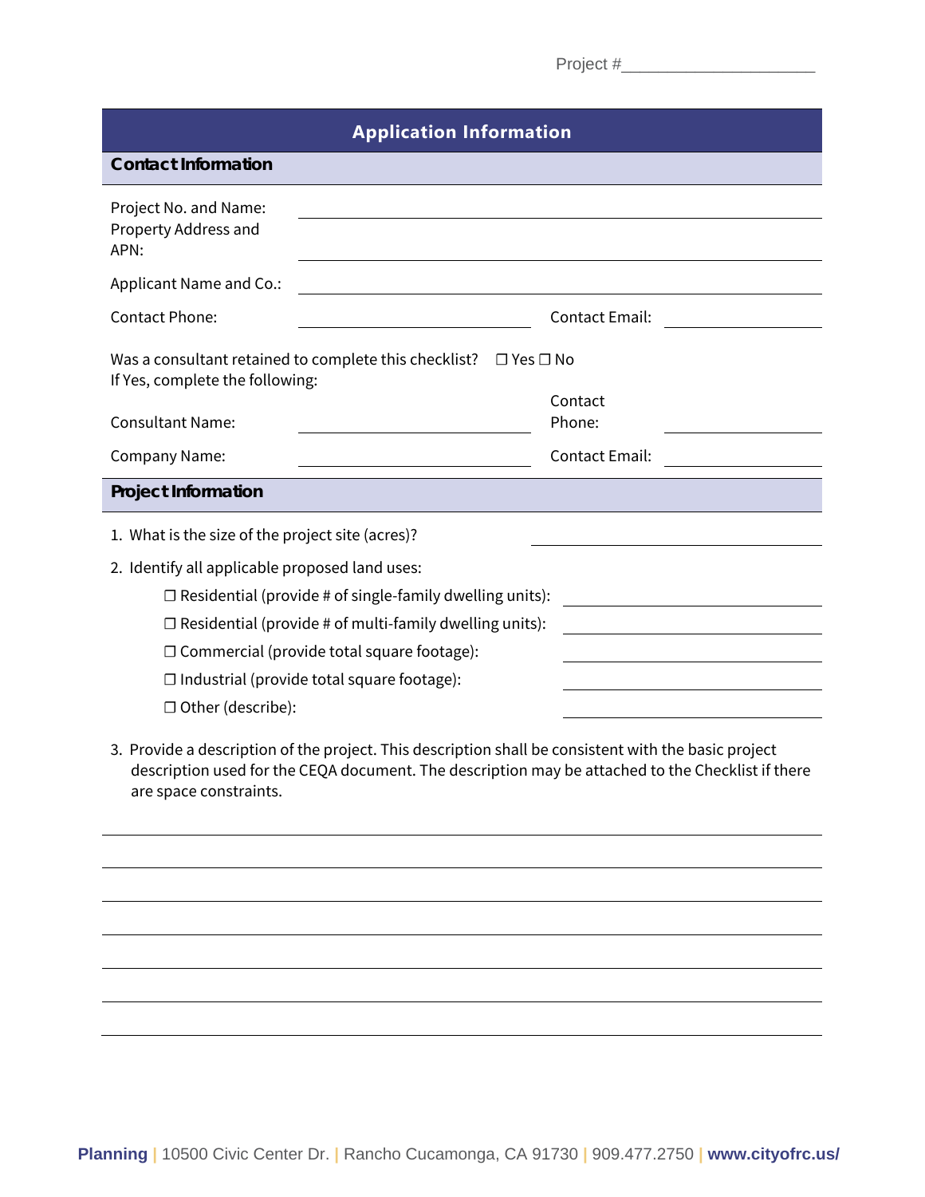Project #____________________

## Application Information

### Contact Information

Project No. and Name: ______________________________

Property Address and APN: ______________________________

Applicant Name and Co.: ______________________________

Contact Phone: ______________________ Contact Email: ______________

Was a consultant retained to complete this checklist? ☐ Yes ☐ No
If Yes, complete the following:

Consultant Name: ______________________ Contact Phone: ______________

Company Name: ______________________ Contact Email: ______________

### Project Information

1. What is the size of the project site (acres)? ______________________

2. Identify all applicable proposed land uses:

   ☐ Residential (provide # of single-family dwelling units): ______________________

   ☐ Residential (provide # of multi-family dwelling units): ______________________

   ☐ Commercial (provide total square footage): ______________________

   ☐ Industrial (provide total square footage): ______________________

   ☐ Other (describe): ______________________

3. Provide a description of the project. This description shall be consistent with the basic project description used for the CEQA document. The description may be attached to the Checklist if there are space constraints.

______________________________________________________________________

______________________________________________________________________

______________________________________________________________________

______________________________________________________________________

______________________________________________________________________

______________________________________________________________________

______________________________________________________________________

Planning | 10500 Civic Center Dr. | Rancho Cucamonga, CA 91730 | 909.477.2750 | www.cityofrc.us/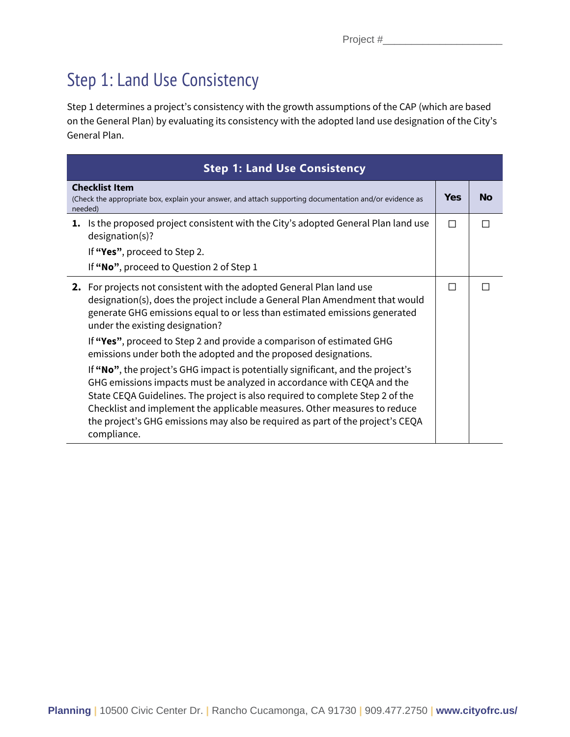Project #____________________

# Step 1: Land Use Consistency

Step 1 determines a project's consistency with the growth assumptions of the CAP (which are based on the General Plan) by evaluating its consistency with the adopted land use designation of the City's General Plan.

| **Step 1: Land Use Consistency** | | |
|---|---|---|
| **Checklist Item**<br>(Check the appropriate box, explain your answer, and attach supporting documentation and/or evidence as needed) | **Yes** | **No** |
| **1.** Is the proposed project consistent with the City's adopted General Plan land use designation(s)?<br>If **"Yes"**, proceed to Step 2.<br>If **"No"**, proceed to Question 2 of Step 1 | ☐ | ☐ |
| **2.** For projects not consistent with the adopted General Plan land use designation(s), does the project include a General Plan Amendment that would generate GHG emissions equal to or less than estimated emissions generated under the existing designation?<br>If **"Yes"**, proceed to Step 2 and provide a comparison of estimated GHG emissions under both the adopted and the proposed designations.<br>If **"No"**, the project's GHG impact is potentially significant, and the project's GHG emissions impacts must be analyzed in accordance with CEQA and the State CEQA Guidelines. The project is also required to complete Step 2 of the Checklist and implement the applicable measures. Other measures to reduce the project's GHG emissions may also be required as part of the project's CEQA compliance. | ☐ | ☐ |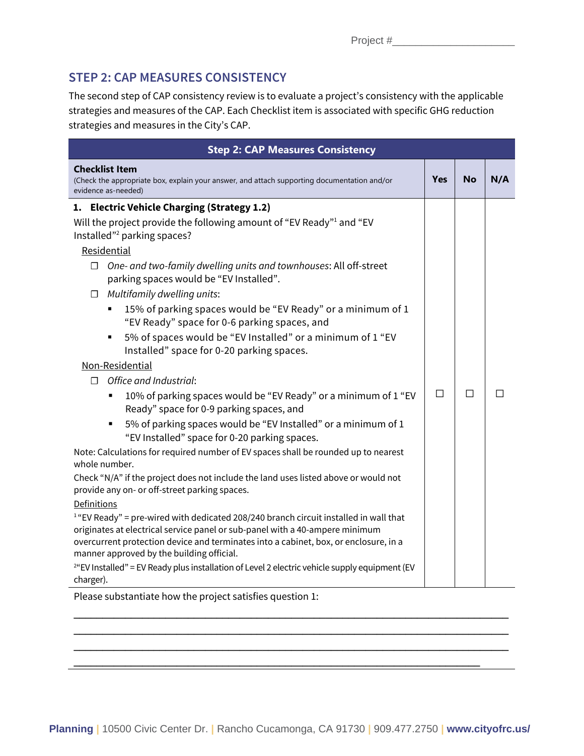Project #____________________

## STEP 2: CAP MEASURES CONSISTENCY

The second step of CAP consistency review is to evaluate a project's consistency with the applicable strategies and measures of the CAP. Each Checklist item is associated with specific GHG reduction strategies and measures in the City's CAP.

| Step 2: CAP Measures Consistency | | | |
|---|---|---|---|
| **Checklist Item**<br>(Check the appropriate box, explain your answer, and attach supporting documentation and/or evidence as-needed) | **Yes** | **No** | **N/A** |
| **1. Electric Vehicle Charging (Strategy 1.2)**<br>Will the project provide the following amount of "EV Ready"[1] and "EV Installed"[2] parking spaces?<br><u>Residential</u><br>☐ *One- and two-family dwelling units and townhouses*: All off-street parking spaces would be "EV Installed".<br>☐ *Multifamily dwelling units*:<br>▪ 15% of parking spaces would be "EV Ready" or a minimum of 1 "EV Ready" space for 0-6 parking spaces, and<br>▪ 5% of spaces would be "EV Installed" or a minimum of 1 "EV Installed" space for 0-20 parking spaces.<br><u>Non-Residential</u><br>☐ *Office and Industrial*:<br>▪ 10% of parking spaces would be "EV Ready" or a minimum of 1 "EV Ready" space for 0-9 parking spaces, and<br>▪ 5% of parking spaces would be "EV Installed" or a minimum of 1 "EV Installed" space for 0-20 parking spaces.<br>Note: Calculations for required number of EV spaces shall be rounded up to nearest whole number.<br>Check "N/A" if the project does not include the land uses listed above or would not provide any on- or off-street parking spaces.<br><u>Definitions</u><br>[1] "EV Ready" = pre-wired with dedicated 208/240 branch circuit installed in wall that originates at electrical service panel or sub-panel with a 40-ampere minimum overcurrent protection device and terminates into a cabinet, box, or enclosure, in a manner approved by the building official.<br>[2] "EV Installed" = EV Ready plus installation of Level 2 electric vehicle supply equipment (EV charger). | ☐ | ☐ | ☐ |

Please substantiate how the project satisfies question 1:

______________________________________________________________________________

______________________________________________________________________________

______________________________________________________________________________

__________________________________________________________________________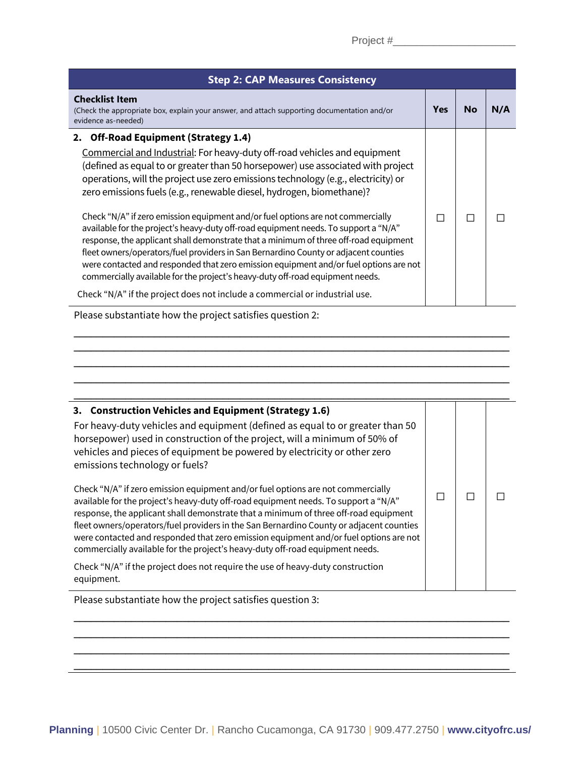Project #____________________

| **Step 2: CAP Measures Consistency** | | | |
|---|---|---|---|
| **Checklist Item**<br>(Check the appropriate box, explain your answer, and attach supporting documentation and/or evidence as-needed) | **Yes** | **No** | **N/A** |
| **2. Off-Road Equipment (Strategy 1.4)**<br>Commercial and Industrial: For heavy-duty off-road vehicles and equipment (defined as equal to or greater than 50 horsepower) use associated with project operations, will the project use zero emissions technology (e.g., electricity) or zero emissions fuels (e.g., renewable diesel, hydrogen, biomethane)?<br><br>Check "N/A" if zero emission equipment and/or fuel options are not commercially available for the project's heavy-duty off-road equipment needs. To support a "N/A" response, the applicant shall demonstrate that a minimum of three off-road equipment fleet owners/operators/fuel providers in San Bernardino County or adjacent counties were contacted and responded that zero emission equipment and/or fuel options are not commercially available for the project's heavy-duty off-road equipment needs.<br><br>Check "N/A" if the project does not include a commercial or industrial use. | ☐ | ☐ | ☐ |

Please substantiate how the project satisfies question 2:

______________________________________________________________________

______________________________________________________________________

______________________________________________________________________

______________________________________________________________________

______________________________________________________________________

| | | | |
|---|---|---|---|
| **3. Construction Vehicles and Equipment (Strategy 1.6)**<br>For heavy-duty vehicles and equipment (defined as equal to or greater than 50 horsepower) used in construction of the project, will a minimum of 50% of vehicles and pieces of equipment be powered by electricity or other zero emissions technology or fuels?<br><br>Check "N/A" if zero emission equipment and/or fuel options are not commercially available for the project's heavy-duty off-road equipment needs. To support a "N/A" response, the applicant shall demonstrate that a minimum of three off-road equipment fleet owners/operators/fuel providers in the San Bernardino County or adjacent counties were contacted and responded that zero emission equipment and/or fuel options are not commercially available for the project's heavy-duty off-road equipment needs.<br><br>Check "N/A" if the project does not require the use of heavy-duty construction equipment. | ☐ | ☐ | ☐ |

Please substantiate how the project satisfies question 3:

______________________________________________________________________

______________________________________________________________________

______________________________________________________________________

______________________________________________________________________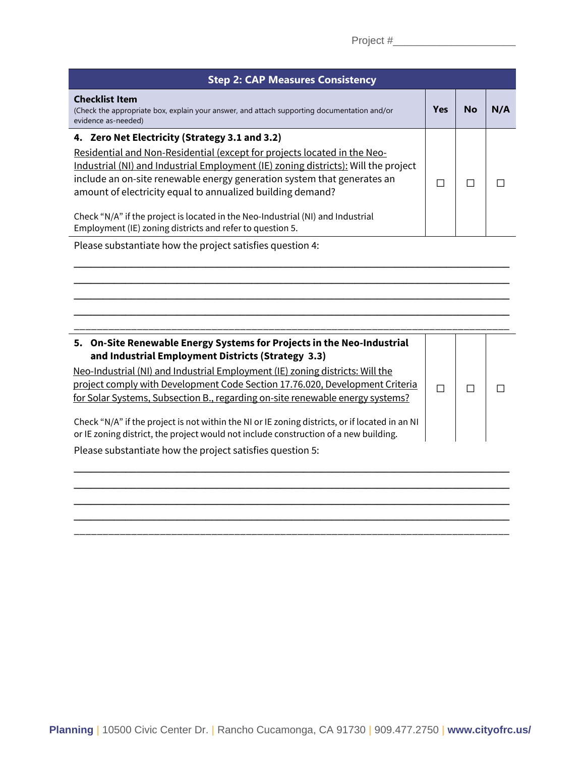Project #____________________

| Step 2: CAP Measures Consistency | | | |
|---|---|---|---|
| **Checklist Item**<br>(Check the appropriate box, explain your answer, and attach supporting documentation and/or evidence as-needed) | **Yes** | **No** | **N/A** |
| **4. Zero Net Electricity (Strategy 3.1 and 3.2)**<br>Residential and Non-Residential (except for projects located in the Neo-Industrial (NI) and Industrial Employment (IE) zoning districts): Will the project include an on-site renewable energy generation system that generates an amount of electricity equal to annualized building demand?<br><br>Check "N/A" if the project is located in the Neo-Industrial (NI) and Industrial Employment (IE) zoning districts and refer to question 5. | ☐ | ☐ | ☐ |

Please substantiate how the project satisfies question 4:

______________________________________________________________________________

______________________________________________________________________________

______________________________________________________________________________

______________________________________________________________________________

______________________________________________________________________________

| | | | |
|---|---|---|---|
| **5. On-Site Renewable Energy Systems for Projects in the Neo-Industrial and Industrial Employment Districts (Strategy 3.3)**<br>Neo-Industrial (NI) and Industrial Employment (IE) zoning districts: Will the project comply with Development Code Section 17.76.020, Development Criteria for Solar Systems, Subsection B., regarding on-site renewable energy systems?<br><br>Check "N/A" if the project is not within the NI or IE zoning districts, or if located in an NI or IE zoning district, the project would not include construction of a new building. | ☐ | ☐ | ☐ |

Please substantiate how the project satisfies question 5:

______________________________________________________________________________

______________________________________________________________________________

______________________________________________________________________________

______________________________________________________________________________

______________________________________________________________________________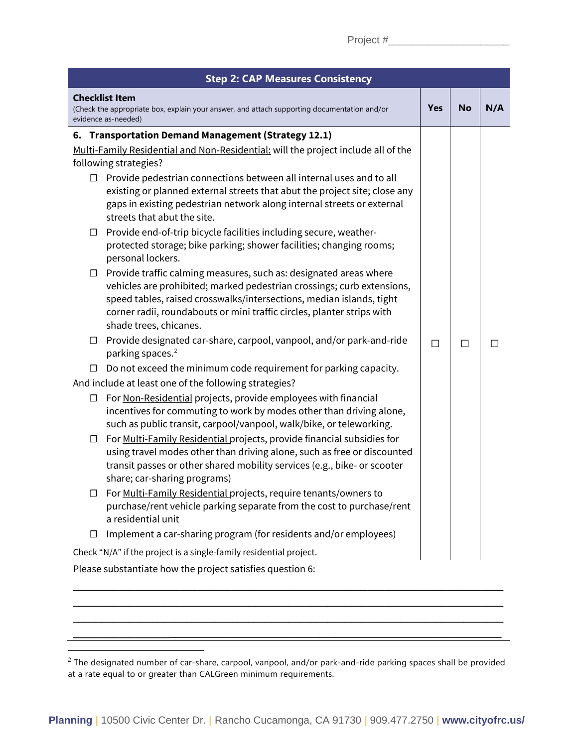Project #____________________

| Step 2: CAP Measures Consistency | | | |
|---|---|---|---|
| **Checklist Item** (Check the appropriate box, explain your answer, and attach supporting documentation and/or evidence as-needed) | **Yes** | **No** | **N/A** |
| **6. Transportation Demand Management (Strategy 12.1)**<br>Multi-Family Residential and Non-Residential: will the project include all of the following strategies?<br>☐ Provide pedestrian connections between all internal uses and to all existing or planned external streets that abut the project site; close any gaps in existing pedestrian network along internal streets or external streets that abut the site.<br>☐ Provide end-of-trip bicycle facilities including secure, weather-protected storage; bike parking; shower facilities; changing rooms; personal lockers.<br>☐ Provide traffic calming measures, such as: designated areas where vehicles are prohibited; marked pedestrian crossings; curb extensions, speed tables, raised crosswalks/intersections, median islands, tight corner radii, roundabouts or mini traffic circles, planter strips with shade trees, chicanes.<br>☐ Provide designated car-share, carpool, vanpool, and/or park-and-ride parking spaces.[2]<br>☐ Do not exceed the minimum code requirement for parking capacity.<br>And include at least one of the following strategies?<br>☐ For Non-Residential projects, provide employees with financial incentives for commuting to work by modes other than driving alone, such as public transit, carpool/vanpool, walk/bike, or teleworking.<br>☐ For Multi-Family Residential projects, provide financial subsidies for using travel modes other than driving alone, such as free or discounted transit passes or other shared mobility services (e.g., bike- or scooter share; car-sharing programs)<br>☐ For Multi-Family Residential projects, require tenants/owners to purchase/rent vehicle parking separate from the cost to purchase/rent a residential unit<br>☐ Implement a car-sharing program (for residents and/or employees)<br>Check "N/A" if the project is a single-family residential project. | ☐ | ☐ | ☐ |

Please substantiate how the project satisfies question 6:

______________________________________________________________________________

______________________________________________________________________________

______________________________________________________________________________

______________________________________________________________________________

[2] The designated number of car-share, carpool, vanpool, and/or park-and-ride parking spaces shall be provided at a rate equal to or greater than CALGreen minimum requirements.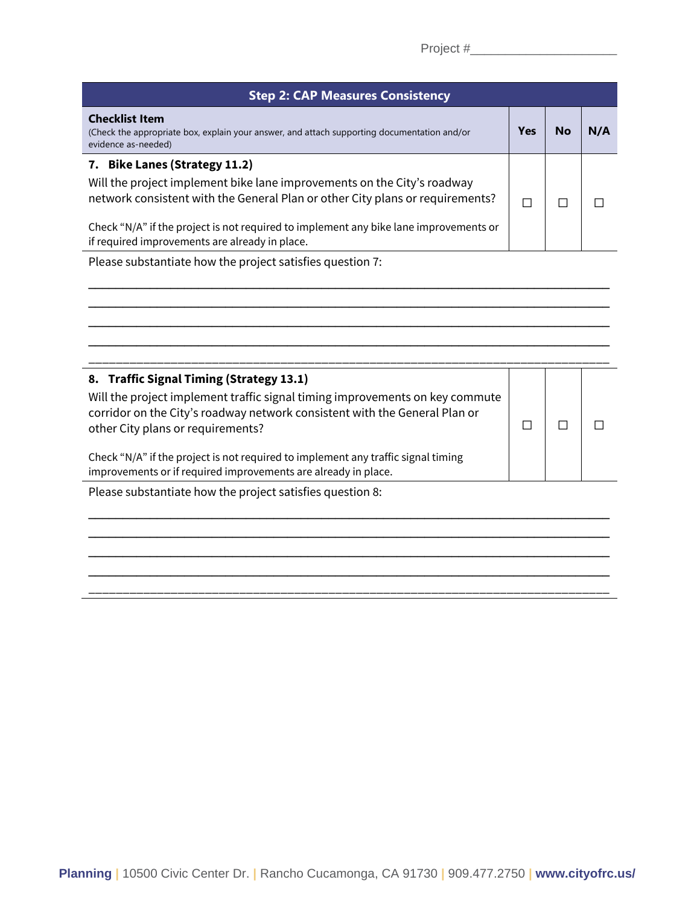Project #____________________

| Step 2: CAP Measures Consistency | | | |
|---|---|---|---|
| **Checklist Item**<br>(Check the appropriate box, explain your answer, and attach supporting documentation and/or evidence as-needed) | **Yes** | **No** | **N/A** |
| **7. Bike Lanes (Strategy 11.2)**<br>Will the project implement bike lane improvements on the City's roadway network consistent with the General Plan or other City plans or requirements?<br><br>Check "N/A" if the project is not required to implement any bike lane improvements or if required improvements are already in place. | ☐ | ☐ | ☐ |
| Please substantiate how the project satisfies question 7:<br>\_\_\_\_\_\_\_\_\_\_\_\_\_\_\_\_\_\_\_\_\_\_\_\_\_\_\_\_\_\_\_\_\_\_\_\_\_\_\_\_<br>\_\_\_\_\_\_\_\_\_\_\_\_\_\_\_\_\_\_\_\_\_\_\_\_\_\_\_\_\_\_\_\_\_\_\_\_\_\_\_\_<br>\_\_\_\_\_\_\_\_\_\_\_\_\_\_\_\_\_\_\_\_\_\_\_\_\_\_\_\_\_\_\_\_\_\_\_\_\_\_\_\_<br>\_\_\_\_\_\_\_\_\_\_\_\_\_\_\_\_\_\_\_\_\_\_\_\_\_\_\_\_\_\_\_\_\_\_\_\_\_\_\_\_<br>\_\_\_\_\_\_\_\_\_\_\_\_\_\_\_\_\_\_\_\_\_\_\_\_\_\_\_\_\_\_\_\_\_\_\_\_\_\_\_\_ | | | |
| **8. Traffic Signal Timing (Strategy 13.1)**<br>Will the project implement traffic signal timing improvements on key commute corridor on the City's roadway network consistent with the General Plan or other City plans or requirements?<br><br>Check "N/A" if the project is not required to implement any traffic signal timing improvements or if required improvements are already in place. | ☐ | ☐ | ☐ |
| Please substantiate how the project satisfies question 8:<br>\_\_\_\_\_\_\_\_\_\_\_\_\_\_\_\_\_\_\_\_\_\_\_\_\_\_\_\_\_\_\_\_\_\_\_\_\_\_\_\_<br>\_\_\_\_\_\_\_\_\_\_\_\_\_\_\_\_\_\_\_\_\_\_\_\_\_\_\_\_\_\_\_\_\_\_\_\_\_\_\_\_<br>\_\_\_\_\_\_\_\_\_\_\_\_\_\_\_\_\_\_\_\_\_\_\_\_\_\_\_\_\_\_\_\_\_\_\_\_\_\_\_\_<br>\_\_\_\_\_\_\_\_\_\_\_\_\_\_\_\_\_\_\_\_\_\_\_\_\_\_\_\_\_\_\_\_\_\_\_\_\_\_\_\_<br>\_\_\_\_\_\_\_\_\_\_\_\_\_\_\_\_\_\_\_\_\_\_\_\_\_\_\_\_\_\_\_\_\_\_\_\_\_\_\_\_ | | | |

**Planning** | 10500 Civic Center Dr. | Rancho Cucamonga, CA 91730 | 909.477.2750 | **www.cityofrc.us/**